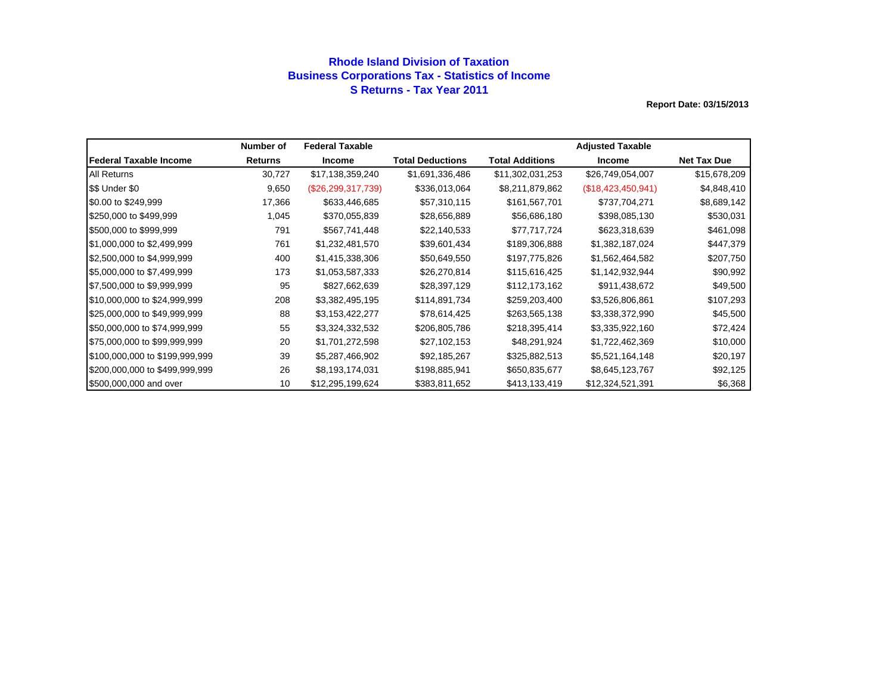# Rhode Island Division of Taxation
## Business Corporations Tax - Statistics of Income
## S Returns - Tax Year 2011

**Report Date: 03/15/2013**

| Federal Taxable Income | Number of Returns | Federal Taxable Income | Total Deductions | Total Additions | Adjusted Taxable Income | Net Tax Due |
|---|---|---|---|---|---|---|
| All Returns | 30,727 | $17,138,359,240 | $1,691,336,486 | $11,302,031,253 | $26,749,054,007 | $15,678,209 |
| $$ Under $0 | 9,650 | ($26,299,317,739) | $336,013,064 | $8,211,879,862 | ($18,423,450,941) | $4,848,410 |
| $0.00 to $249,999 | 17,366 | $633,446,685 | $57,310,115 | $161,567,701 | $737,704,271 | $8,689,142 |
| $250,000 to $499,999 | 1,045 | $370,055,839 | $28,656,889 | $56,686,180 | $398,085,130 | $530,031 |
| $500,000 to $999,999 | 791 | $567,741,448 | $22,140,533 | $77,717,724 | $623,318,639 | $461,098 |
| $1,000,000 to $2,499,999 | 761 | $1,232,481,570 | $39,601,434 | $189,306,888 | $1,382,187,024 | $447,379 |
| $2,500,000 to $4,999,999 | 400 | $1,415,338,306 | $50,649,550 | $197,775,826 | $1,562,464,582 | $207,750 |
| $5,000,000 to $7,499,999 | 173 | $1,053,587,333 | $26,270,814 | $115,616,425 | $1,142,932,944 | $90,992 |
| $7,500,000 to $9,999,999 | 95 | $827,662,639 | $28,397,129 | $112,173,162 | $911,438,672 | $49,500 |
| $10,000,000 to $24,999,999 | 208 | $3,382,495,195 | $114,891,734 | $259,203,400 | $3,526,806,861 | $107,293 |
| $25,000,000 to $49,999,999 | 88 | $3,153,422,277 | $78,614,425 | $263,565,138 | $3,338,372,990 | $45,500 |
| $50,000,000 to $74,999,999 | 55 | $3,324,332,532 | $206,805,786 | $218,395,414 | $3,335,922,160 | $72,424 |
| $75,000,000 to $99,999,999 | 20 | $1,701,272,598 | $27,102,153 | $48,291,924 | $1,722,462,369 | $10,000 |
| $100,000,000 to $199,999,999 | 39 | $5,287,466,902 | $92,185,267 | $325,882,513 | $5,521,164,148 | $20,197 |
| $200,000,000 to $499,999,999 | 26 | $8,193,174,031 | $198,885,941 | $650,835,677 | $8,645,123,767 | $92,125 |
| $500,000,000 and over | 10 | $12,295,199,624 | $383,811,652 | $413,133,419 | $12,324,521,391 | $6,368 |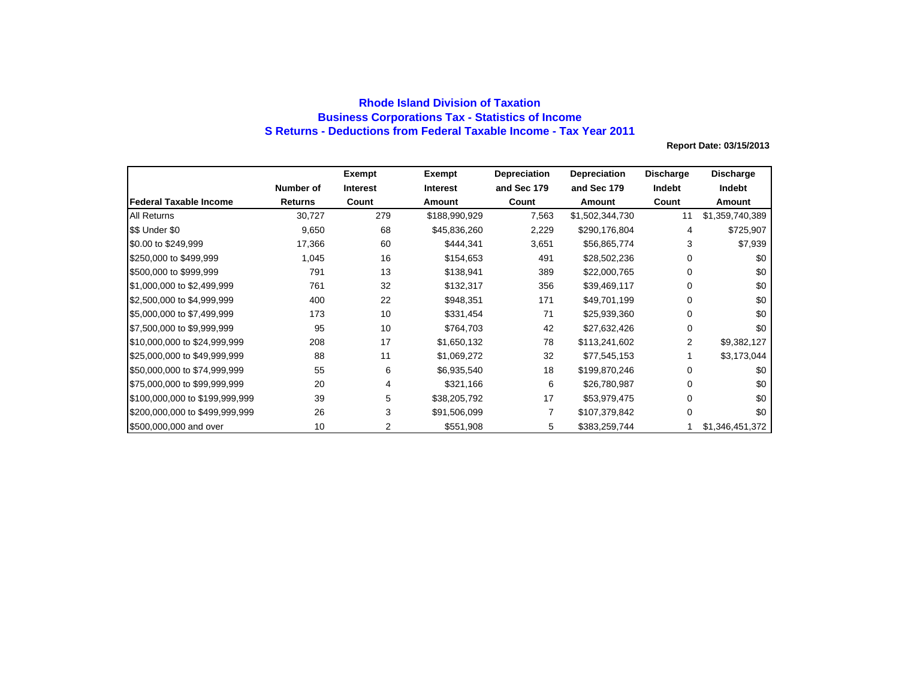# Rhode Island Division of Taxation
## Business Corporations Tax - Statistics of Income
## S Returns - Deductions from Federal Taxable Income - Tax Year 2011

**Report Date: 03/15/2013**

| Federal Taxable Income | Number of Returns | Exempt Interest Count | Exempt Interest Amount | Depreciation and Sec 179 Count | Depreciation and Sec 179 Amount | Discharge Indebt Count | Discharge Indebt Amount |
|---|---|---|---|---|---|---|---|
| All Returns | 30,727 | 279 | $188,990,929 | 7,563 | $1,502,344,730 | 11 | $1,359,740,389 |
| $$ Under $0 | 9,650 | 68 | $45,836,260 | 2,229 | $290,176,804 | 4 | $725,907 |
| $0.00 to $249,999 | 17,366 | 60 | $444,341 | 3,651 | $56,865,774 | 3 | $7,939 |
| $250,000 to $499,999 | 1,045 | 16 | $154,653 | 491 | $28,502,236 | 0 | $0 |
| $500,000 to $999,999 | 791 | 13 | $138,941 | 389 | $22,000,765 | 0 | $0 |
| $1,000,000 to $2,499,999 | 761 | 32 | $132,317 | 356 | $39,469,117 | 0 | $0 |
| $2,500,000 to $4,999,999 | 400 | 22 | $948,351 | 171 | $49,701,199 | 0 | $0 |
| $5,000,000 to $7,499,999 | 173 | 10 | $331,454 | 71 | $25,939,360 | 0 | $0 |
| $7,500,000 to $9,999,999 | 95 | 10 | $764,703 | 42 | $27,632,426 | 0 | $0 |
| $10,000,000 to $24,999,999 | 208 | 17 | $1,650,132 | 78 | $113,241,602 | 2 | $9,382,127 |
| $25,000,000 to $49,999,999 | 88 | 11 | $1,069,272 | 32 | $77,545,153 | 1 | $3,173,044 |
| $50,000,000 to $74,999,999 | 55 | 6 | $6,935,540 | 18 | $199,870,246 | 0 | $0 |
| $75,000,000 to $99,999,999 | 20 | 4 | $321,166 | 6 | $26,780,987 | 0 | $0 |
| $100,000,000 to $199,999,999 | 39 | 5 | $38,205,792 | 17 | $53,979,475 | 0 | $0 |
| $200,000,000 to $499,999,999 | 26 | 3 | $91,506,099 | 7 | $107,379,842 | 0 | $0 |
| $500,000,000 and over | 10 | 2 | $551,908 | 5 | $383,259,744 | 1 | $1,346,451,372 |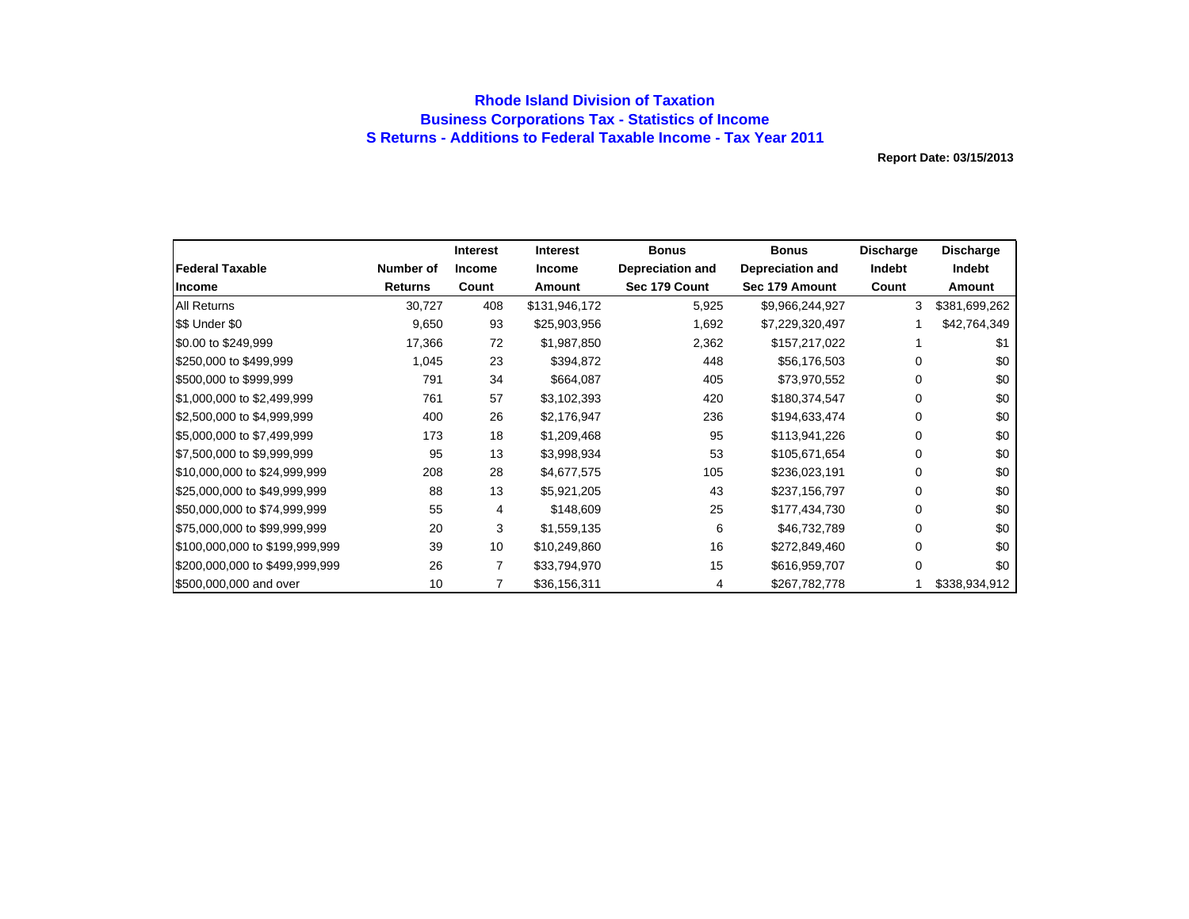# Rhode Island Division of Taxation
## Business Corporations Tax - Statistics of Income
## S Returns - Additions to Federal Taxable Income - Tax Year 2011

**Report Date: 03/15/2013**

| Federal Taxable Income | Number of Returns | Interest Income Count | Interest Income Amount | Bonus Depreciation and Sec 179 Count | Bonus Depreciation and Sec 179 Amount | Discharge Indebt Count | Discharge Indebt Amount |
|---|---|---|---|---|---|---|---|
| All Returns | 30,727 | 408 | $131,946,172 | 5,925 | $9,966,244,927 | 3 | $381,699,262 |
| $$ Under $0 | 9,650 | 93 | $25,903,956 | 1,692 | $7,229,320,497 | 1 | $42,764,349 |
| $0.00 to $249,999 | 17,366 | 72 | $1,987,850 | 2,362 | $157,217,022 | 1 | $1 |
| $250,000 to $499,999 | 1,045 | 23 | $394,872 | 448 | $56,176,503 | 0 | $0 |
| $500,000 to $999,999 | 791 | 34 | $664,087 | 405 | $73,970,552 | 0 | $0 |
| $1,000,000 to $2,499,999 | 761 | 57 | $3,102,393 | 420 | $180,374,547 | 0 | $0 |
| $2,500,000 to $4,999,999 | 400 | 26 | $2,176,947 | 236 | $194,633,474 | 0 | $0 |
| $5,000,000 to $7,499,999 | 173 | 18 | $1,209,468 | 95 | $113,941,226 | 0 | $0 |
| $7,500,000 to $9,999,999 | 95 | 13 | $3,998,934 | 53 | $105,671,654 | 0 | $0 |
| $10,000,000 to $24,999,999 | 208 | 28 | $4,677,575 | 105 | $236,023,191 | 0 | $0 |
| $25,000,000 to $49,999,999 | 88 | 13 | $5,921,205 | 43 | $237,156,797 | 0 | $0 |
| $50,000,000 to $74,999,999 | 55 | 4 | $148,609 | 25 | $177,434,730 | 0 | $0 |
| $75,000,000 to $99,999,999 | 20 | 3 | $1,559,135 | 6 | $46,732,789 | 0 | $0 |
| $100,000,000 to $199,999,999 | 39 | 10 | $10,249,860 | 16 | $272,849,460 | 0 | $0 |
| $200,000,000 to $499,999,999 | 26 | 7 | $33,794,970 | 15 | $616,959,707 | 0 | $0 |
| $500,000,000 and over | 10 | 7 | $36,156,311 | 4 | $267,782,778 | 1 | $338,934,912 |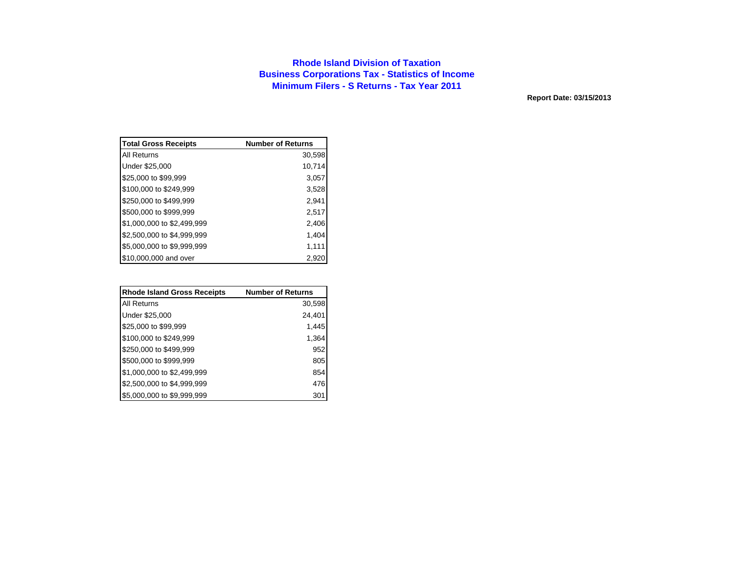# Rhode Island Division of Taxation
## Business Corporations Tax - Statistics of Income
## Minimum Filers - S Returns - Tax Year 2011

**Report Date: 03/15/2013**

| Total Gross Receipts | Number of Returns |
|---|---|
| All Returns | 30,598 |
| Under $25,000 | 10,714 |
| $25,000 to $99,999 | 3,057 |
| $100,000 to $249,999 | 3,528 |
| $250,000 to $499,999 | 2,941 |
| $500,000 to $999,999 | 2,517 |
| $1,000,000 to $2,499,999 | 2,406 |
| $2,500,000 to $4,999,999 | 1,404 |
| $5,000,000 to $9,999,999 | 1,111 |
| $10,000,000 and over | 2,920 |

| Rhode Island Gross Receipts | Number of Returns |
|---|---|
| All Returns | 30,598 |
| Under $25,000 | 24,401 |
| $25,000 to $99,999 | 1,445 |
| $100,000 to $249,999 | 1,364 |
| $250,000 to $499,999 | 952 |
| $500,000 to $999,999 | 805 |
| $1,000,000 to $2,499,999 | 854 |
| $2,500,000 to $4,999,999 | 476 |
| $5,000,000 to $9,999,999 | 301 |